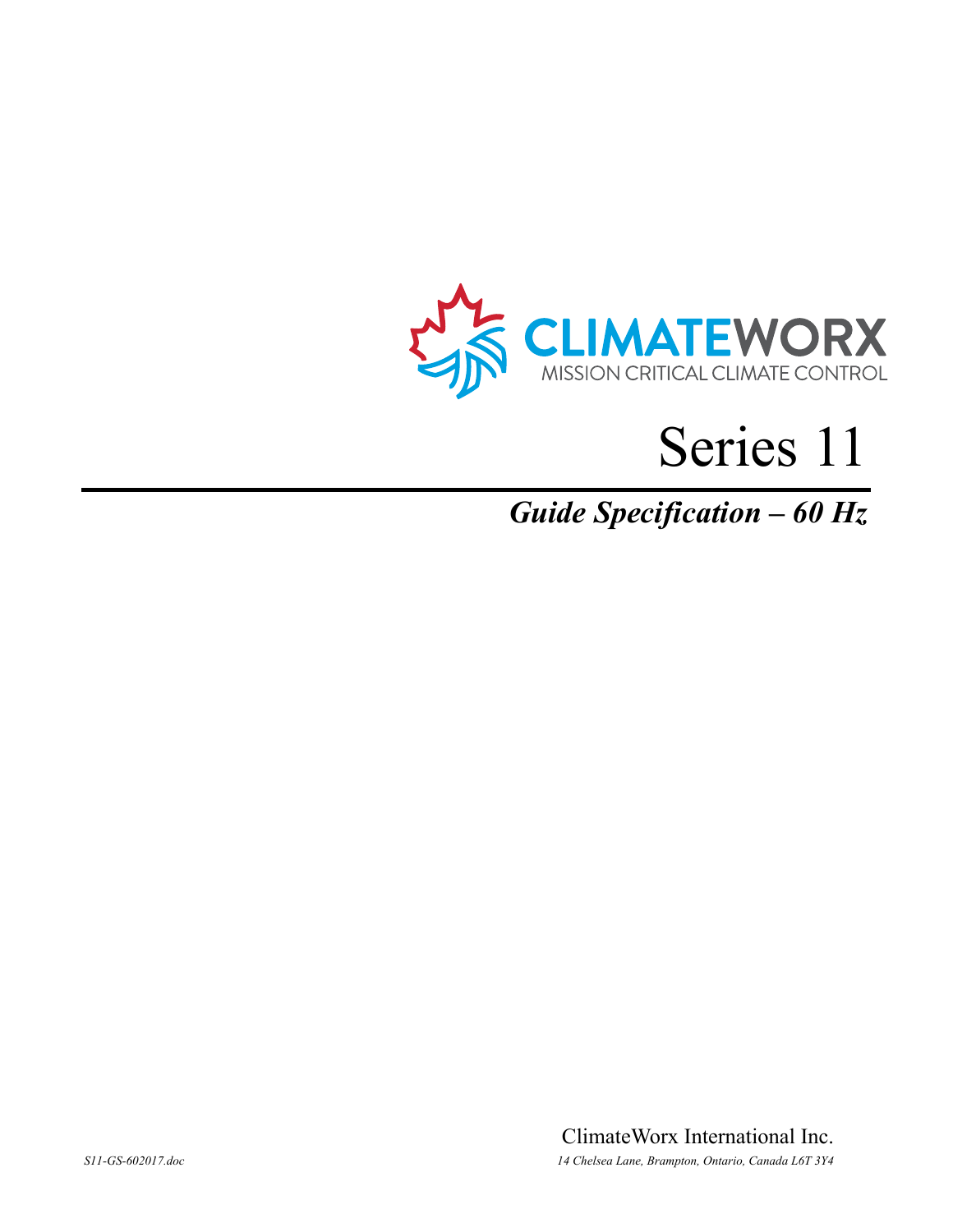CLIMATEWORX

MISSION CRITICAL CLIMATE CONTROL

# Series 11

## *Guide Specification – 60 Hz*

ClimateWorx International Inc.

*S11-GS-602017.doc*

*14 Chelsea Lane, Brampton, Ontario, Canada L6T 3Y4*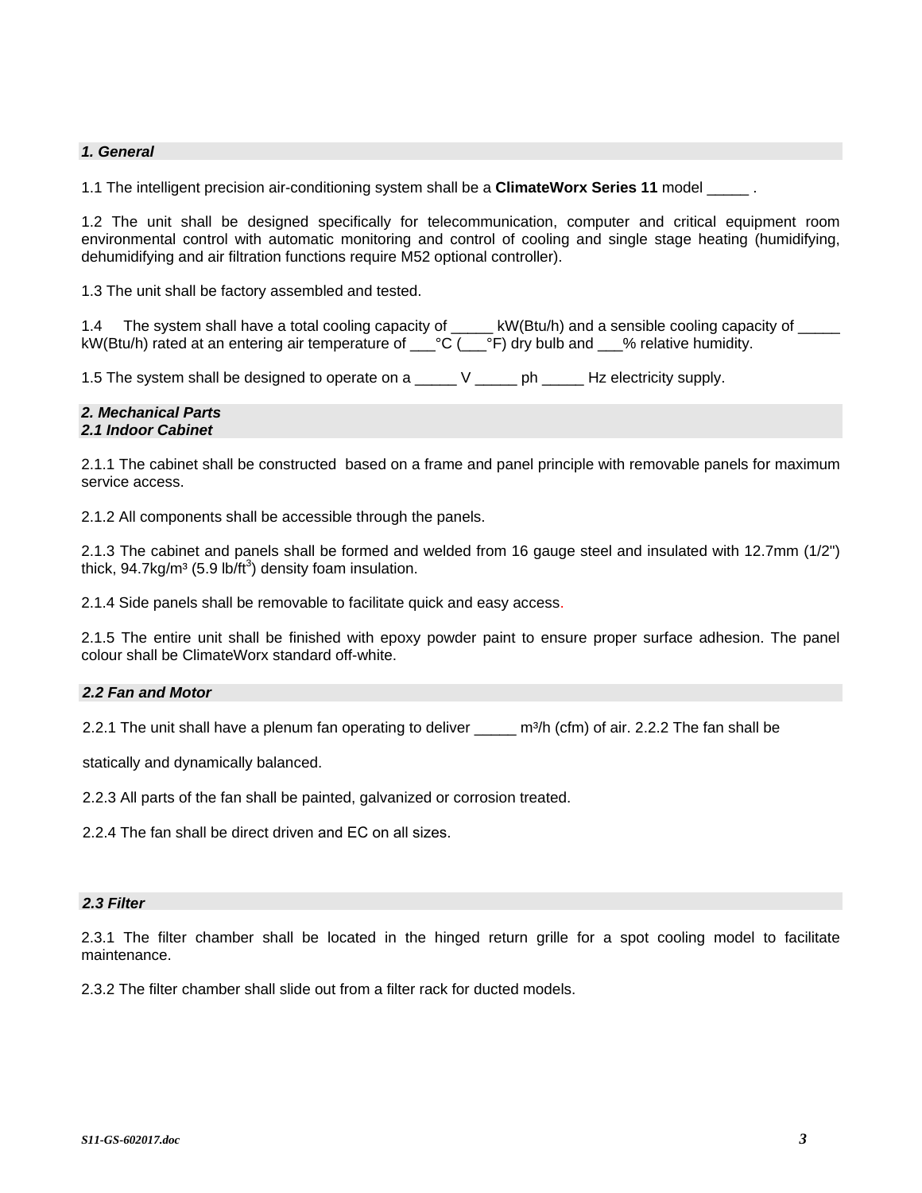## *1. General*

1.1 The intelligent precision air-conditioning system shall be a **ClimateWorx Series 11** model _____ .

1.2 The unit shall be designed specifically for telecommunication, computer and critical equipment room environmental control with automatic monitoring and control of cooling and single stage heating (humidifying, dehumidifying and air filtration functions require M52 optional controller).

1.3 The unit shall be factory assembled and tested.

1.4 The system shall have a total cooling capacity of _____ kW(Btu/h) and a sensible cooling capacity of _____ kW(Btu/h) rated at an entering air temperature of ___°C (___°F) dry bulb and ___% relative humidity.

1.5 The system shall be designed to operate on a _____ V _____ ph _____ Hz electricity supply.

## *2. Mechanical Parts*

### *2.1 Indoor Cabinet*

2.1.1 The cabinet shall be constructed based on a frame and panel principle with removable panels for maximum service access.

2.1.2 All components shall be accessible through the panels.

2.1.3 The cabinet and panels shall be formed and welded from 16 gauge steel and insulated with 12.7mm (1/2") thick, 94.7kg/m$^3$ (5.9 lb/ft$^3$) density foam insulation.

2.1.4 Side panels shall be removable to facilitate quick and easy access.

2.1.5 The entire unit shall be finished with epoxy powder paint to ensure proper surface adhesion. The panel colour shall be ClimateWorx standard off-white.

### *2.2 Fan and Motor*

2.2.1 The unit shall have a plenum fan operating to deliver _____ m$^3$/h (cfm) of air.

2.2.2 The fan shall be statically and dynamically balanced.

2.2.3 All parts of the fan shall be painted, galvanized or corrosion treated.

2.2.4 The fan shall be direct driven and EC on all sizes.

### *2.3 Filter*

2.3.1 The filter chamber shall be located in the hinged return grille for a spot cooling model to facilitate maintenance.

2.3.2 The filter chamber shall slide out from a filter rack for ducted models.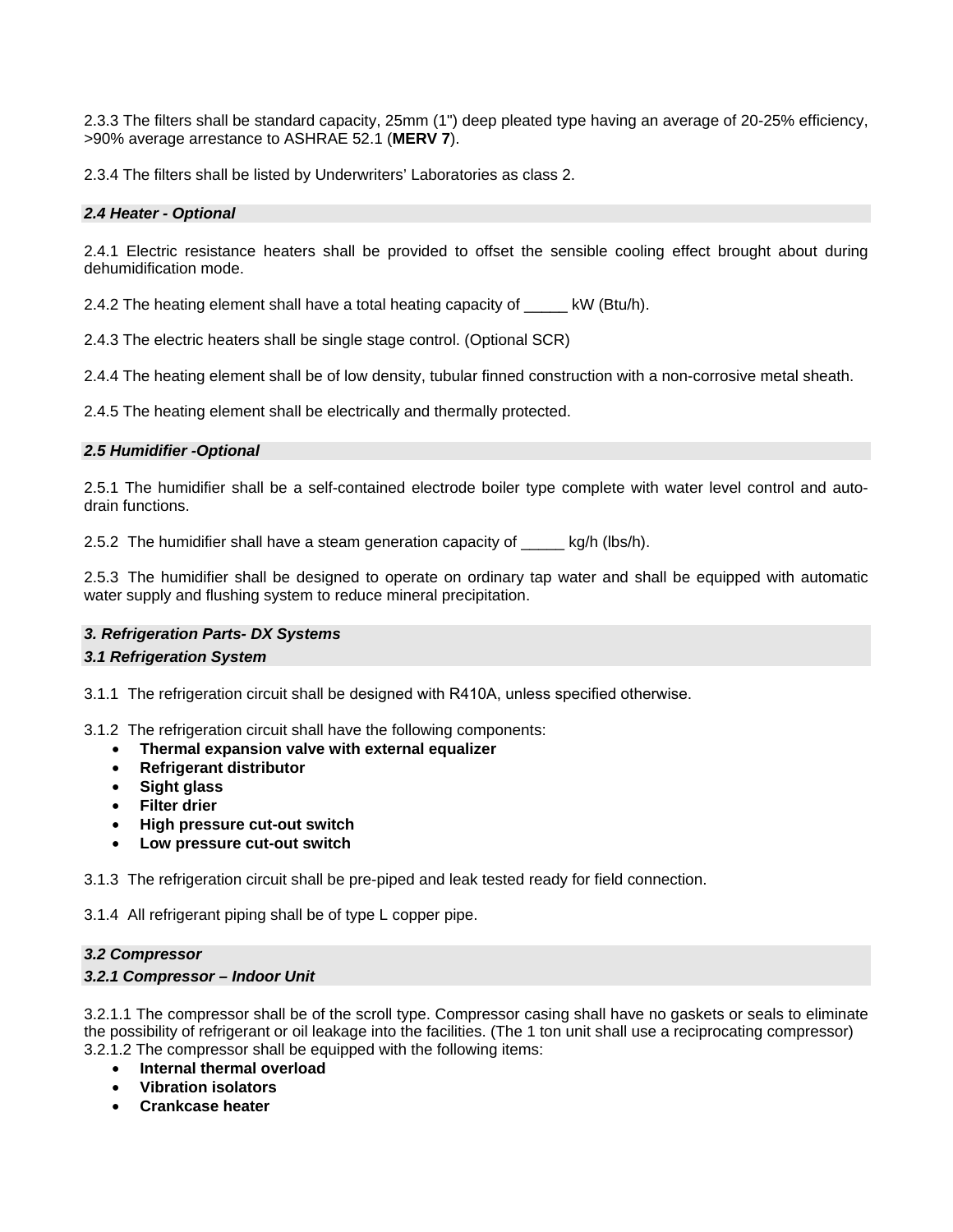2.3.3 The filters shall be standard capacity, 25mm (1") deep pleated type having an average of 20-25% efficiency, >90% average arrestance to ASHRAE 52.1 (**MERV 7**).

2.3.4 The filters shall be listed by Underwriters' Laboratories as class 2.

### *2.4 Heater - Optional*

2.4.1 Electric resistance heaters shall be provided to offset the sensible cooling effect brought about during dehumidification mode.

2.4.2 The heating element shall have a total heating capacity of _____ kW (Btu/h).

2.4.3 The electric heaters shall be single stage control. (Optional SCR)

2.4.4 The heating element shall be of low density, tubular finned construction with a non-corrosive metal sheath.

2.4.5 The heating element shall be electrically and thermally protected.

### *2.5 Humidifier -Optional*

2.5.1 The humidifier shall be a self-contained electrode boiler type complete with water level control and auto-drain functions.

2.5.2 The humidifier shall have a steam generation capacity of _____ kg/h (lbs/h).

2.5.3 The humidifier shall be designed to operate on ordinary tap water and shall be equipped with automatic water supply and flushing system to reduce mineral precipitation.

## *3. Refrigeration Parts- DX Systems*

### *3.1 Refrigeration System*

3.1.1 The refrigeration circuit shall be designed with R410A, unless specified otherwise.

3.1.2 The refrigeration circuit shall have the following components:

- **Thermal expansion valve with external equalizer**
- **Refrigerant distributor**
- **Sight glass**
- **Filter drier**
- **High pressure cut-out switch**
- **Low pressure cut-out switch**

3.1.3 The refrigeration circuit shall be pre-piped and leak tested ready for field connection.

3.1.4 All refrigerant piping shall be of type L copper pipe.

### *3.2 Compressor*

#### *3.2.1 Compressor – Indoor Unit*

3.2.1.1 The compressor shall be of the scroll type. Compressor casing shall have no gaskets or seals to eliminate the possibility of refrigerant or oil leakage into the facilities. (The 1 ton unit shall use a reciprocating compressor)

3.2.1.2 The compressor shall be equipped with the following items:

- **Internal thermal overload**
- **Vibration isolators**
- **Crankcase heater**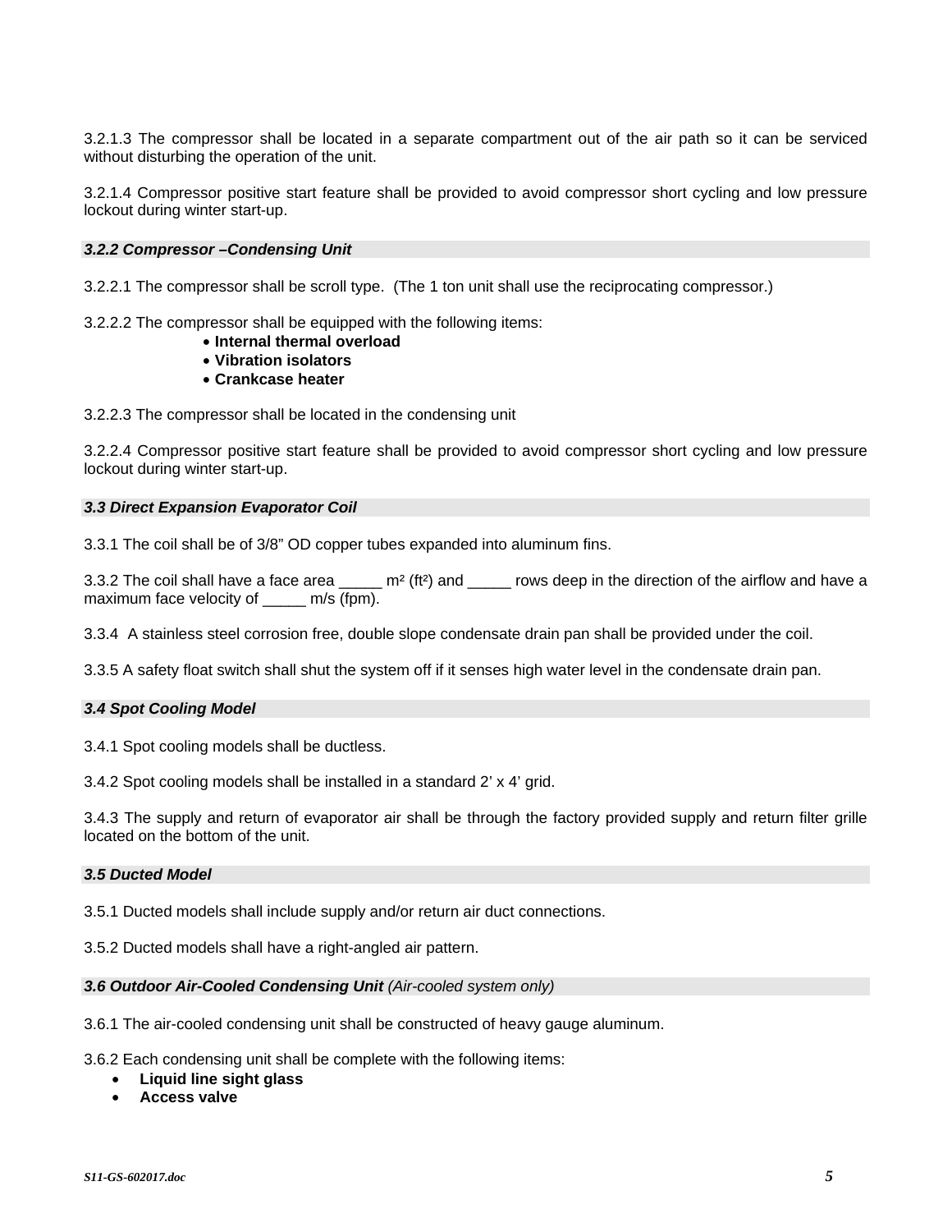3.2.1.3 The compressor shall be located in a separate compartment out of the air path so it can be serviced without disturbing the operation of the unit.

3.2.1.4 Compressor positive start feature shall be provided to avoid compressor short cycling and low pressure lockout during winter start-up.

### *3.2.2 Compressor –Condensing Unit*

3.2.2.1 The compressor shall be scroll type. (The 1 ton unit shall use the reciprocating compressor.)

3.2.2.2 The compressor shall be equipped with the following items:

- **Internal thermal overload**
- **Vibration isolators**
- **Crankcase heater**

3.2.2.3 The compressor shall be located in the condensing unit

3.2.2.4 Compressor positive start feature shall be provided to avoid compressor short cycling and low pressure lockout during winter start-up.

### *3.3 Direct Expansion Evaporator Coil*

3.3.1 The coil shall be of 3/8" OD copper tubes expanded into aluminum fins.

3.3.2 The coil shall have a face area _____ m² (ft²) and _____ rows deep in the direction of the airflow and have a maximum face velocity of _____ m/s (fpm).

3.3.4 A stainless steel corrosion free, double slope condensate drain pan shall be provided under the coil.

3.3.5 A safety float switch shall shut the system off if it senses high water level in the condensate drain pan.

### *3.4 Spot Cooling Model*

3.4.1 Spot cooling models shall be ductless.

3.4.2 Spot cooling models shall be installed in a standard 2' x 4' grid.

3.4.3 The supply and return of evaporator air shall be through the factory provided supply and return filter grille located on the bottom of the unit.

### *3.5 Ducted Model*

3.5.1 Ducted models shall include supply and/or return air duct connections.

3.5.2 Ducted models shall have a right-angled air pattern.

### *3.6 Outdoor Air-Cooled Condensing Unit (Air-cooled system only)*

3.6.1 The air-cooled condensing unit shall be constructed of heavy gauge aluminum.

3.6.2 Each condensing unit shall be complete with the following items:

- **Liquid line sight glass**
- **Access valve**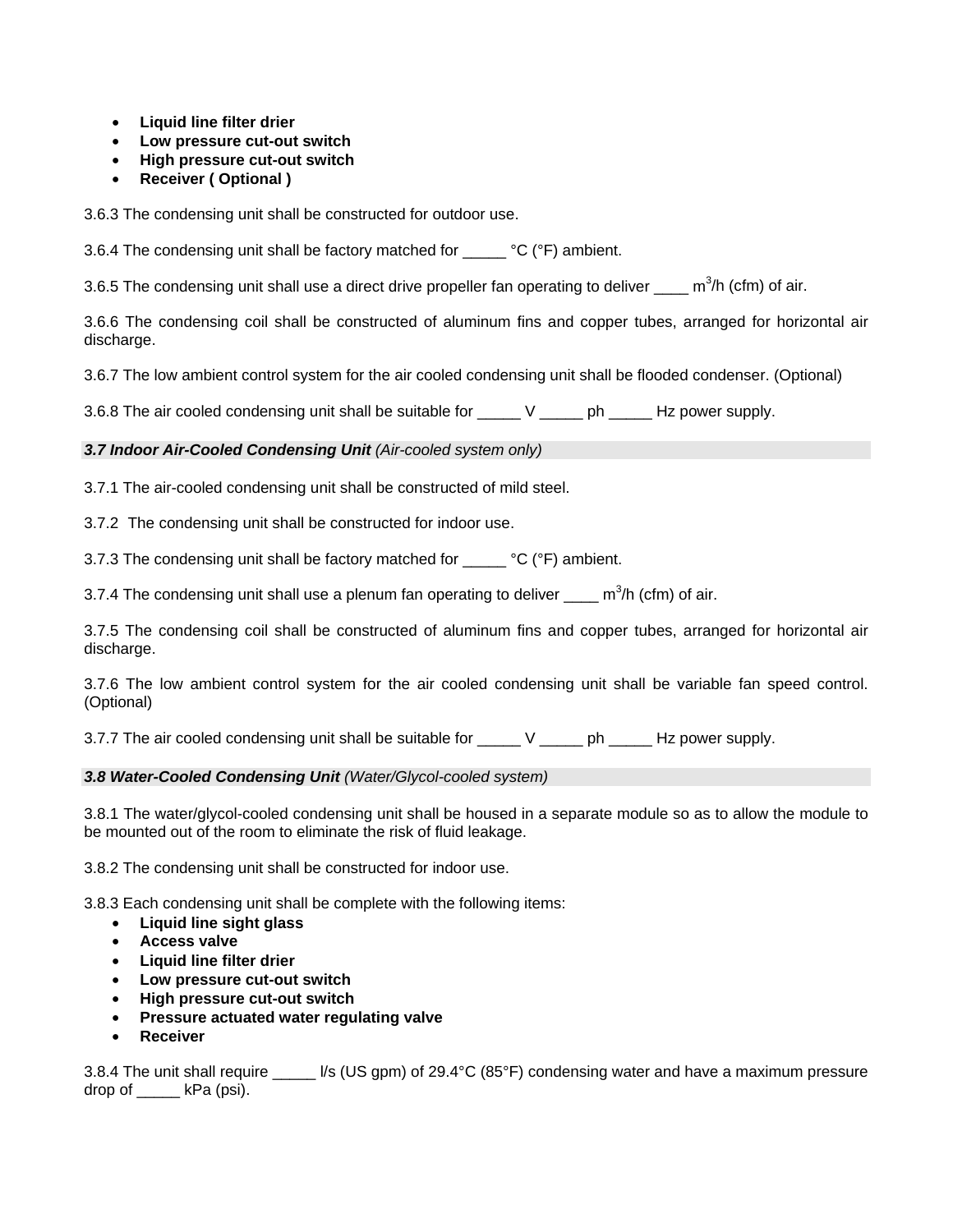- **Liquid line filter drier**
- **Low pressure cut-out switch**
- **High pressure cut-out switch**
- **Receiver ( Optional )**

3.6.3 The condensing unit shall be constructed for outdoor use.

3.6.4 The condensing unit shall be factory matched for _____ °C (°F) ambient.

3.6.5 The condensing unit shall use a direct drive propeller fan operating to deliver ____ $m^3$/h (cfm) of air.

3.6.6 The condensing coil shall be constructed of aluminum fins and copper tubes, arranged for horizontal air discharge.

3.6.7 The low ambient control system for the air cooled condensing unit shall be flooded condenser. (Optional)

3.6.8 The air cooled condensing unit shall be suitable for _____ V _____ ph _____ Hz power supply.

### ***3.7 Indoor Air-Cooled Condensing Unit*** *(Air-cooled system only)*

3.7.1 The air-cooled condensing unit shall be constructed of mild steel.

3.7.2 The condensing unit shall be constructed for indoor use.

3.7.3 The condensing unit shall be factory matched for _____ °C (°F) ambient.

3.7.4 The condensing unit shall use a plenum fan operating to deliver ____ $m^3$/h (cfm) of air.

3.7.5 The condensing coil shall be constructed of aluminum fins and copper tubes, arranged for horizontal air discharge.

3.7.6 The low ambient control system for the air cooled condensing unit shall be variable fan speed control. (Optional)

3.7.7 The air cooled condensing unit shall be suitable for _____ V _____ ph _____ Hz power supply.

### ***3.8 Water-Cooled Condensing Unit*** *(Water/Glycol-cooled system)*

3.8.1 The water/glycol-cooled condensing unit shall be housed in a separate module so as to allow the module to be mounted out of the room to eliminate the risk of fluid leakage.

3.8.2 The condensing unit shall be constructed for indoor use.

3.8.3 Each condensing unit shall be complete with the following items:

- **Liquid line sight glass**
- **Access valve**
- **Liquid line filter drier**
- **Low pressure cut-out switch**
- **High pressure cut-out switch**
- **Pressure actuated water regulating valve**
- **Receiver**

3.8.4 The unit shall require _____ l/s (US gpm) of 29.4°C (85°F) condensing water and have a maximum pressure drop of _____ kPa (psi).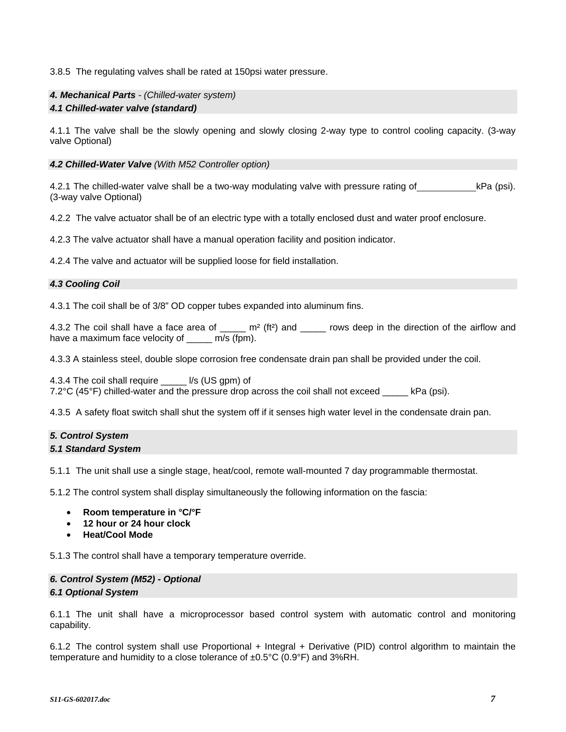3.8.5 The regulating valves shall be rated at 150psi water pressure.

### ***4. Mechanical Parts** - (Chilled-water system)*

### ***4.1 Chilled-water valve (standard)***

4.1.1 The valve shall be the slowly opening and slowly closing 2-way type to control cooling capacity. (3-way valve Optional)

### ***4.2 Chilled-Water Valve** (With M52 Controller option)*

4.2.1 The chilled-water valve shall be a two-way modulating valve with pressure rating of___________kPa (psi). (3-way valve Optional)

4.2.2 The valve actuator shall be of an electric type with a totally enclosed dust and water proof enclosure.

4.2.3 The valve actuator shall have a manual operation facility and position indicator.

4.2.4 The valve and actuator will be supplied loose for field installation.

### ***4.3 Cooling Coil***

4.3.1 The coil shall be of 3/8" OD copper tubes expanded into aluminum fins.

4.3.2 The coil shall have a face area of _____ m² (ft²) and _____ rows deep in the direction of the airflow and have a maximum face velocity of _____ m/s (fpm).

4.3.3 A stainless steel, double slope corrosion free condensate drain pan shall be provided under the coil.

4.3.4 The coil shall require _____ l/s (US gpm) of
7.2°C (45°F) chilled-water and the pressure drop across the coil shall not exceed _____ kPa (psi).

4.3.5 A safety float switch shall shut the system off if it senses high water level in the condensate drain pan.

### ***5. Control System***

### ***5.1 Standard System***

5.1.1 The unit shall use a single stage, heat/cool, remote wall-mounted 7 day programmable thermostat.

5.1.2 The control system shall display simultaneously the following information on the fascia:

- **Room temperature in °C/°F**
- **12 hour or 24 hour clock**
- **Heat/Cool Mode**

5.1.3 The control shall have a temporary temperature override.

### ***6. Control System (M52) - Optional***

### ***6.1 Optional System***

6.1.1 The unit shall have a microprocessor based control system with automatic control and monitoring capability.

6.1.2 The control system shall use Proportional + Integral + Derivative (PID) control algorithm to maintain the temperature and humidity to a close tolerance of ±0.5°C (0.9°F) and 3%RH.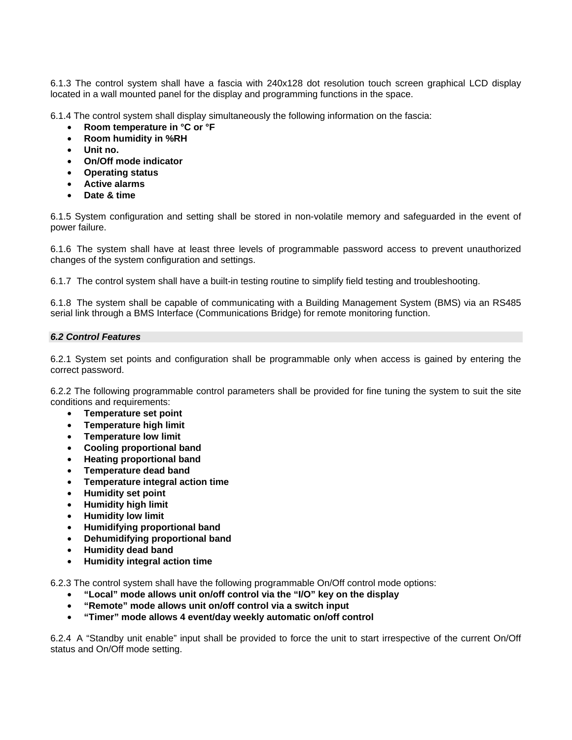6.1.3 The control system shall have a fascia with 240x128 dot resolution touch screen graphical LCD display located in a wall mounted panel for the display and programming functions in the space.

6.1.4 The control system shall display simultaneously the following information on the fascia:

- **Room temperature in °C or °F**
- **Room humidity in %RH**
- **Unit no.**
- **On/Off mode indicator**
- **Operating status**
- **Active alarms**
- **Date & time**

6.1.5 System configuration and setting shall be stored in non-volatile memory and safeguarded in the event of power failure.

6.1.6 The system shall have at least three levels of programmable password access to prevent unauthorized changes of the system configuration and settings.

6.1.7 The control system shall have a built-in testing routine to simplify field testing and troubleshooting.

6.1.8 The system shall be capable of communicating with a Building Management System (BMS) via an RS485 serial link through a BMS Interface (Communications Bridge) for remote monitoring function.

### *6.2 Control Features*

6.2.1 System set points and configuration shall be programmable only when access is gained by entering the correct password.

6.2.2 The following programmable control parameters shall be provided for fine tuning the system to suit the site conditions and requirements:

- **Temperature set point**
- **Temperature high limit**
- **Temperature low limit**
- **Cooling proportional band**
- **Heating proportional band**
- **Temperature dead band**
- **Temperature integral action time**
- **Humidity set point**
- **Humidity high limit**
- **Humidity low limit**
- **Humidifying proportional band**
- **Dehumidifying proportional band**
- **Humidity dead band**
- **Humidity integral action time**

6.2.3 The control system shall have the following programmable On/Off control mode options:

- **"Local" mode allows unit on/off control via the "I/O" key on the display**
- **"Remote" mode allows unit on/off control via a switch input**
- **"Timer" mode allows 4 event/day weekly automatic on/off control**

6.2.4 A "Standby unit enable" input shall be provided to force the unit to start irrespective of the current On/Off status and On/Off mode setting.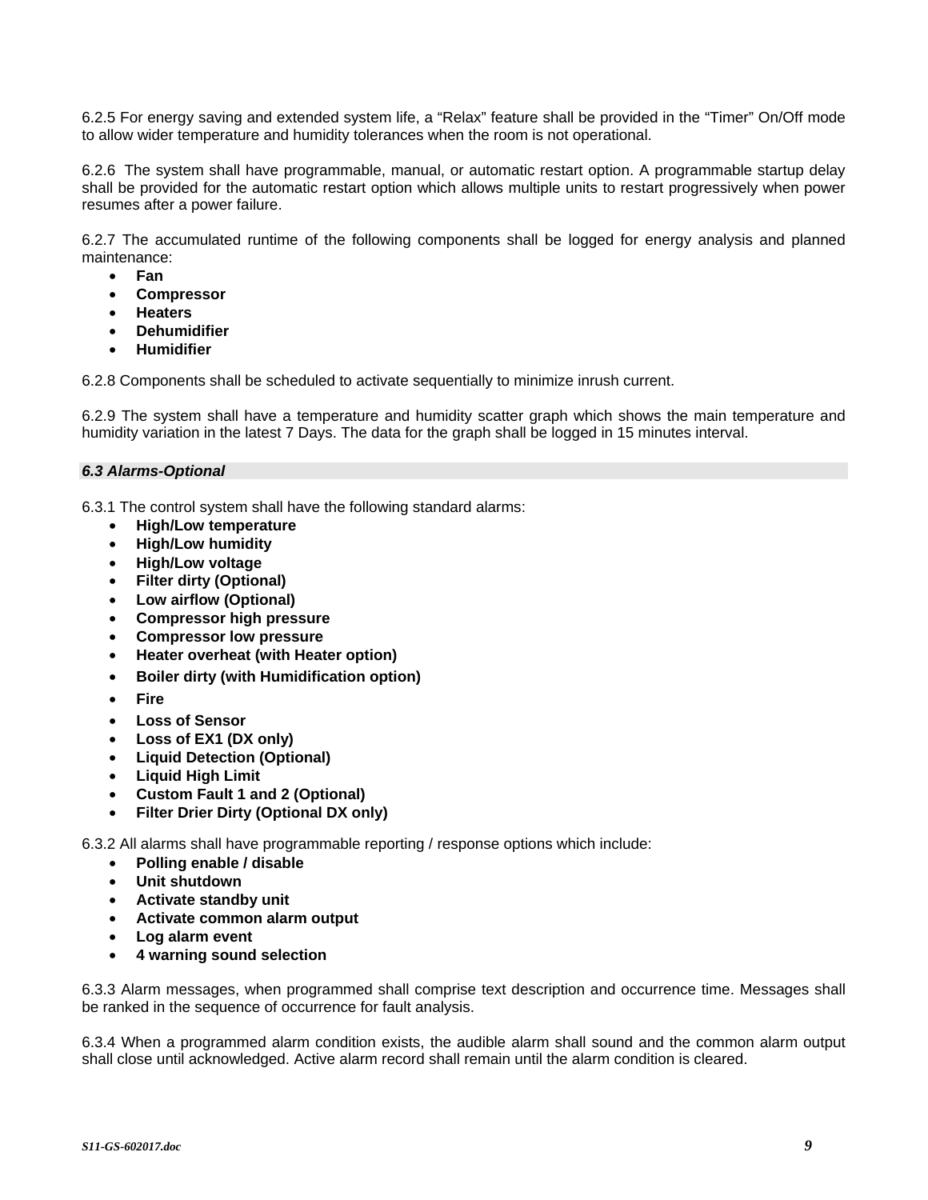6.2.5 For energy saving and extended system life, a “Relax” feature shall be provided in the “Timer” On/Off mode to allow wider temperature and humidity tolerances when the room is not operational.

6.2.6 The system shall have programmable, manual, or automatic restart option. A programmable startup delay shall be provided for the automatic restart option which allows multiple units to restart progressively when power resumes after a power failure.

6.2.7 The accumulated runtime of the following components shall be logged for energy analysis and planned maintenance:

- **Fan**
- **Compressor**
- **Heaters**
- **Dehumidifier**
- **Humidifier**

6.2.8 Components shall be scheduled to activate sequentially to minimize inrush current.

6.2.9 The system shall have a temperature and humidity scatter graph which shows the main temperature and humidity variation in the latest 7 Days. The data for the graph shall be logged in 15 minutes interval.

### *6.3 Alarms-Optional*

6.3.1 The control system shall have the following standard alarms:

- **High/Low temperature**
- **High/Low humidity**
- **High/Low voltage**
- **Filter dirty (Optional)**
- **Low airflow (Optional)**
- **Compressor high pressure**
- **Compressor low pressure**
- **Heater overheat (with Heater option)**
- **Boiler dirty (with Humidification option)**
- **Fire**
- **Loss of Sensor**
- **Loss of EX1 (DX only)**
- **Liquid Detection (Optional)**
- **Liquid High Limit**
- **Custom Fault 1 and 2 (Optional)**
- **Filter Drier Dirty (Optional DX only)**

6.3.2 All alarms shall have programmable reporting / response options which include:

- **Polling enable / disable**
- **Unit shutdown**
- **Activate standby unit**
- **Activate common alarm output**
- **Log alarm event**
- **4 warning sound selection**

6.3.3 Alarm messages, when programmed shall comprise text description and occurrence time. Messages shall be ranked in the sequence of occurrence for fault analysis.

6.3.4 When a programmed alarm condition exists, the audible alarm shall sound and the common alarm output shall close until acknowledged. Active alarm record shall remain until the alarm condition is cleared.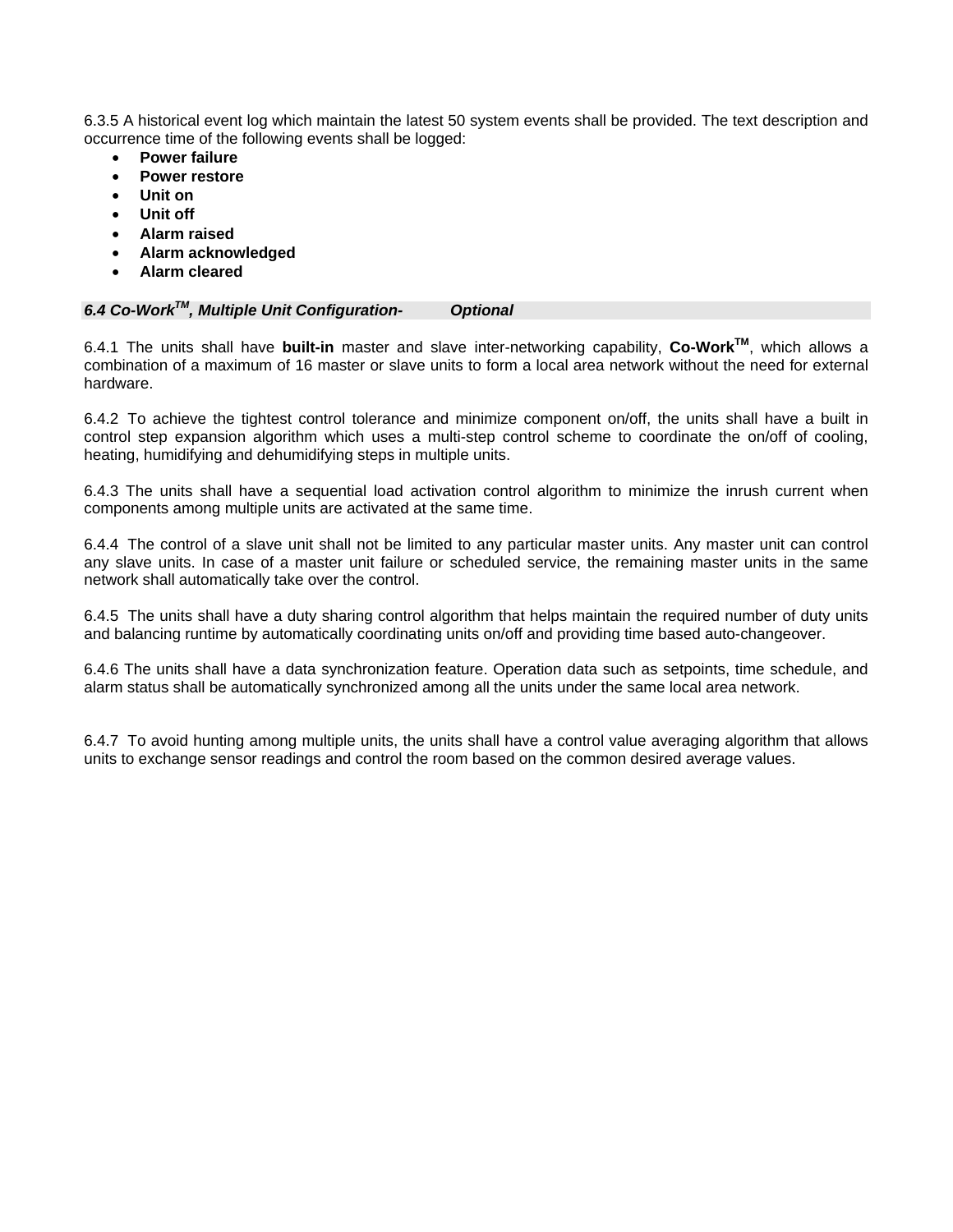6.3.5 A historical event log which maintain the latest 50 system events shall be provided. The text description and occurrence time of the following events shall be logged:

- **Power failure**
- **Power restore**
- **Unit on**
- **Unit off**
- **Alarm raised**
- **Alarm acknowledged**
- **Alarm cleared**

### *6.4 Co-Work$^{TM}$, Multiple Unit Configuration- Optional*

6.4.1 The units shall have **built-in** master and slave inter-networking capability, **Co-Work$^{TM}$**, which allows a combination of a maximum of 16 master or slave units to form a local area network without the need for external hardware.

6.4.2 To achieve the tightest control tolerance and minimize component on/off, the units shall have a built in control step expansion algorithm which uses a multi-step control scheme to coordinate the on/off of cooling, heating, humidifying and dehumidifying steps in multiple units.

6.4.3 The units shall have a sequential load activation control algorithm to minimize the inrush current when components among multiple units are activated at the same time.

6.4.4 The control of a slave unit shall not be limited to any particular master units. Any master unit can control any slave units. In case of a master unit failure or scheduled service, the remaining master units in the same network shall automatically take over the control.

6.4.5 The units shall have a duty sharing control algorithm that helps maintain the required number of duty units and balancing runtime by automatically coordinating units on/off and providing time based auto-changeover.

6.4.6 The units shall have a data synchronization feature. Operation data such as setpoints, time schedule, and alarm status shall be automatically synchronized among all the units under the same local area network.

6.4.7 To avoid hunting among multiple units, the units shall have a control value averaging algorithm that allows units to exchange sensor readings and control the room based on the common desired average values.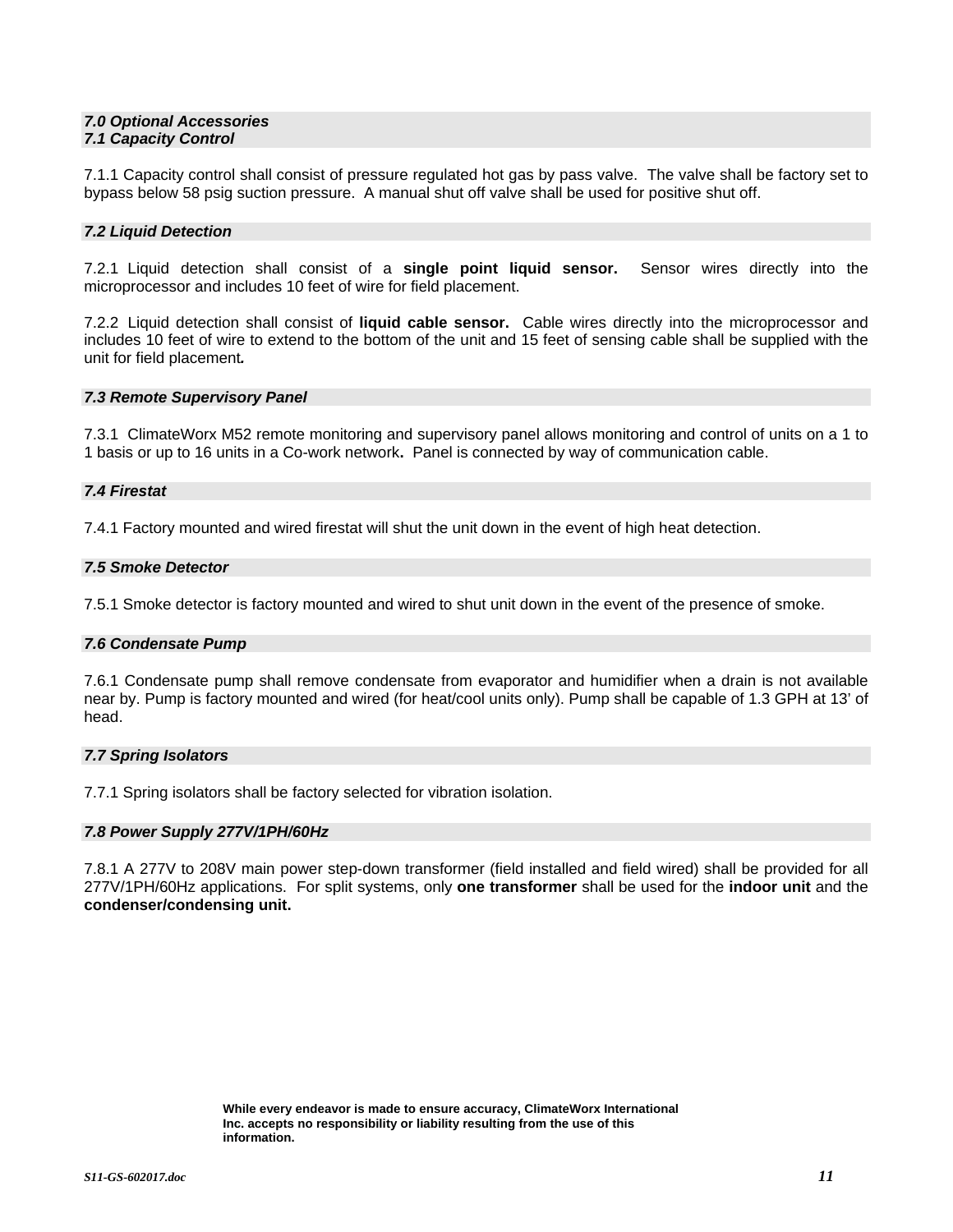### *7.0 Optional Accessories*
### *7.1 Capacity Control*

7.1.1 Capacity control shall consist of pressure regulated hot gas by pass valve. The valve shall be factory set to bypass below 58 psig suction pressure. A manual shut off valve shall be used for positive shut off.

### *7.2 Liquid Detection*

7.2.1 Liquid detection shall consist of a **single point liquid sensor.** Sensor wires directly into the microprocessor and includes 10 feet of wire for field placement.

7.2.2 Liquid detection shall consist of **liquid cable sensor.** Cable wires directly into the microprocessor and includes 10 feet of wire to extend to the bottom of the unit and 15 feet of sensing cable shall be supplied with the unit for field placement***.***

### *7.3 Remote Supervisory Panel*

7.3.1 ClimateWorx M52 remote monitoring and supervisory panel allows monitoring and control of units on a 1 to 1 basis or up to 16 units in a Co-work network**.** Panel is connected by way of communication cable.

### *7.4 Firestat*

7.4.1 Factory mounted and wired firestat will shut the unit down in the event of high heat detection.

### *7.5 Smoke Detector*

7.5.1 Smoke detector is factory mounted and wired to shut unit down in the event of the presence of smoke.

### *7.6 Condensate Pump*

7.6.1 Condensate pump shall remove condensate from evaporator and humidifier when a drain is not available near by. Pump is factory mounted and wired (for heat/cool units only). Pump shall be capable of 1.3 GPH at 13' of head.

### *7.7 Spring Isolators*

7.7.1 Spring isolators shall be factory selected for vibration isolation.

### *7.8 Power Supply 277V/1PH/60Hz*

7.8.1 A 277V to 208V main power step-down transformer (field installed and field wired) shall be provided for all 277V/1PH/60Hz applications. For split systems, only **one transformer** shall be used for the **indoor unit** and the **condenser/condensing unit.**

**While every endeavor is made to ensure accuracy, ClimateWorx International Inc. accepts no responsibility or liability resulting from the use of this information.**